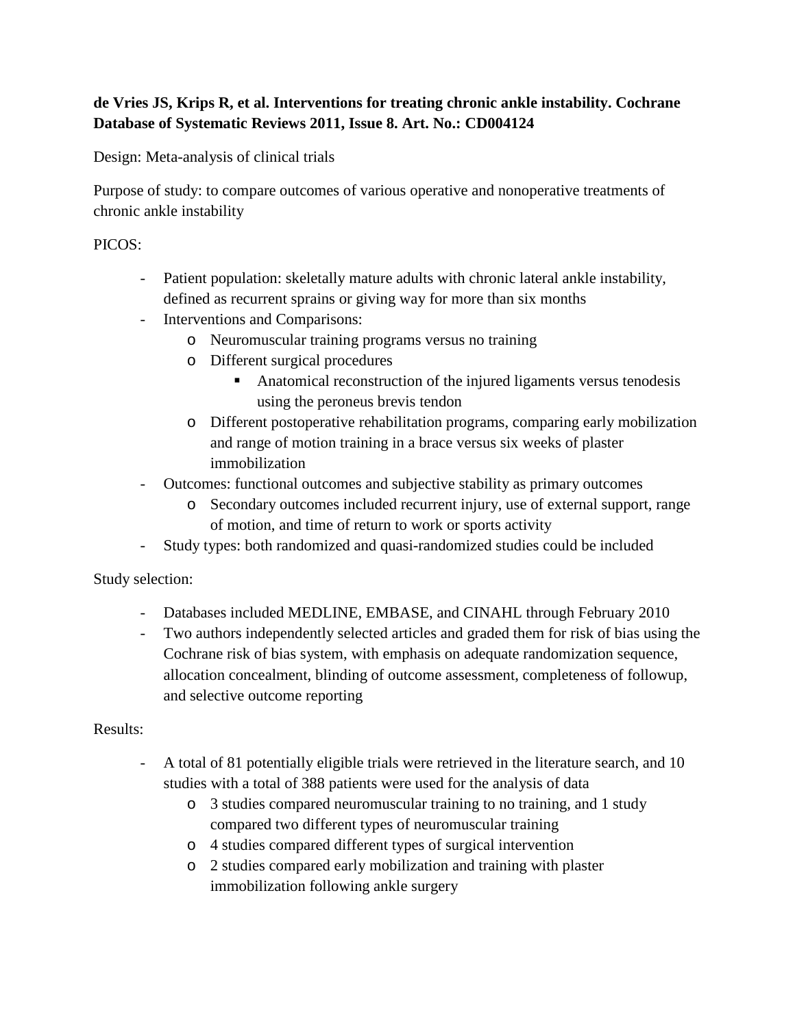**de Vries JS, Krips R, et al. Interventions for treating chronic ankle instability. Cochrane Database of Systematic Reviews 2011, Issue 8. Art. No.: CD004124**

Design: Meta-analysis of clinical trials

Purpose of study: to compare outcomes of various operative and nonoperative treatments of chronic ankle instability

PICOS:

- Patient population: skeletally mature adults with chronic lateral ankle instability, defined as recurrent sprains or giving way for more than six months
- Interventions and Comparisons:
    - Neuromuscular training programs versus no training
    - Different surgical procedures
        - Anatomical reconstruction of the injured ligaments versus tenodesis using the peroneus brevis tendon
    - Different postoperative rehabilitation programs, comparing early mobilization and range of motion training in a brace versus six weeks of plaster immobilization
- Outcomes: functional outcomes and subjective stability as primary outcomes
    - Secondary outcomes included recurrent injury, use of external support, range of motion, and time of return to work or sports activity
- Study types: both randomized and quasi-randomized studies could be included

Study selection:

- Databases included MEDLINE, EMBASE, and CINAHL through February 2010
- Two authors independently selected articles and graded them for risk of bias using the Cochrane risk of bias system, with emphasis on adequate randomization sequence, allocation concealment, blinding of outcome assessment, completeness of followup, and selective outcome reporting

Results:

- A total of 81 potentially eligible trials were retrieved in the literature search, and 10 studies with a total of 388 patients were used for the analysis of data
    - 3 studies compared neuromuscular training to no training, and 1 study compared two different types of neuromuscular training
    - 4 studies compared different types of surgical intervention
    - 2 studies compared early mobilization and training with plaster immobilization following ankle surgery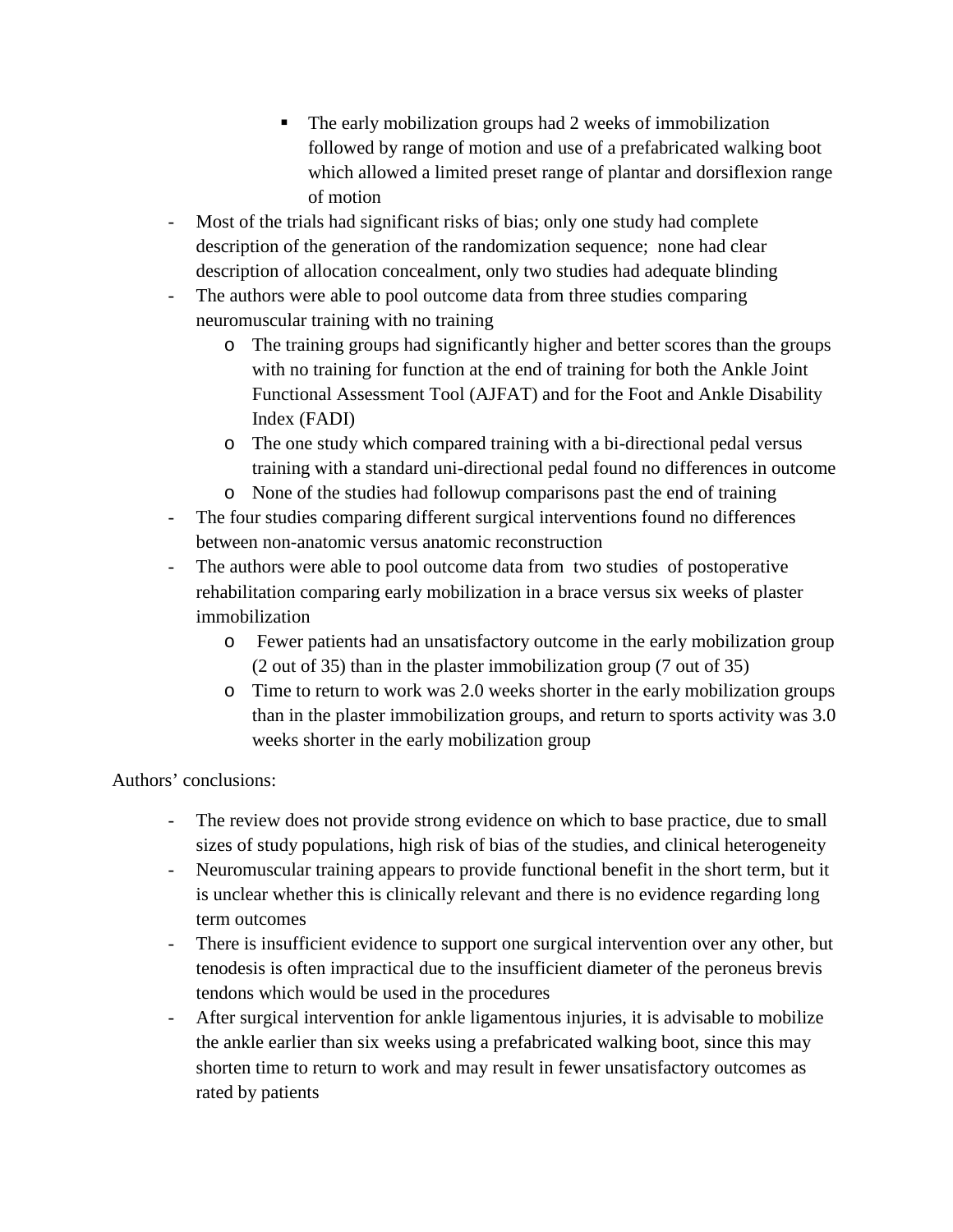- The early mobilization groups had 2 weeks of immobilization followed by range of motion and use of a prefabricated walking boot which allowed a limited preset range of plantar and dorsiflexion range of motion
- Most of the trials had significant risks of bias; only one study had complete description of the generation of the randomization sequence; none had clear description of allocation concealment, only two studies had adequate blinding
- The authors were able to pool outcome data from three studies comparing neuromuscular training with no training
    - The training groups had significantly higher and better scores than the groups with no training for function at the end of training for both the Ankle Joint Functional Assessment Tool (AJFAT) and for the Foot and Ankle Disability Index (FADI)
    - The one study which compared training with a bi-directional pedal versus training with a standard uni-directional pedal found no differences in outcome
    - None of the studies had followup comparisons past the end of training
- The four studies comparing different surgical interventions found no differences between non-anatomic versus anatomic reconstruction
- The authors were able to pool outcome data from two studies of postoperative rehabilitation comparing early mobilization in a brace versus six weeks of plaster immobilization
    - Fewer patients had an unsatisfactory outcome in the early mobilization group (2 out of 35) than in the plaster immobilization group (7 out of 35)
    - Time to return to work was 2.0 weeks shorter in the early mobilization groups than in the plaster immobilization groups, and return to sports activity was 3.0 weeks shorter in the early mobilization group

Authors' conclusions:

- The review does not provide strong evidence on which to base practice, due to small sizes of study populations, high risk of bias of the studies, and clinical heterogeneity
- Neuromuscular training appears to provide functional benefit in the short term, but it is unclear whether this is clinically relevant and there is no evidence regarding long term outcomes
- There is insufficient evidence to support one surgical intervention over any other, but tenodesis is often impractical due to the insufficient diameter of the peroneus brevis tendons which would be used in the procedures
- After surgical intervention for ankle ligamentous injuries, it is advisable to mobilize the ankle earlier than six weeks using a prefabricated walking boot, since this may shorten time to return to work and may result in fewer unsatisfactory outcomes as rated by patients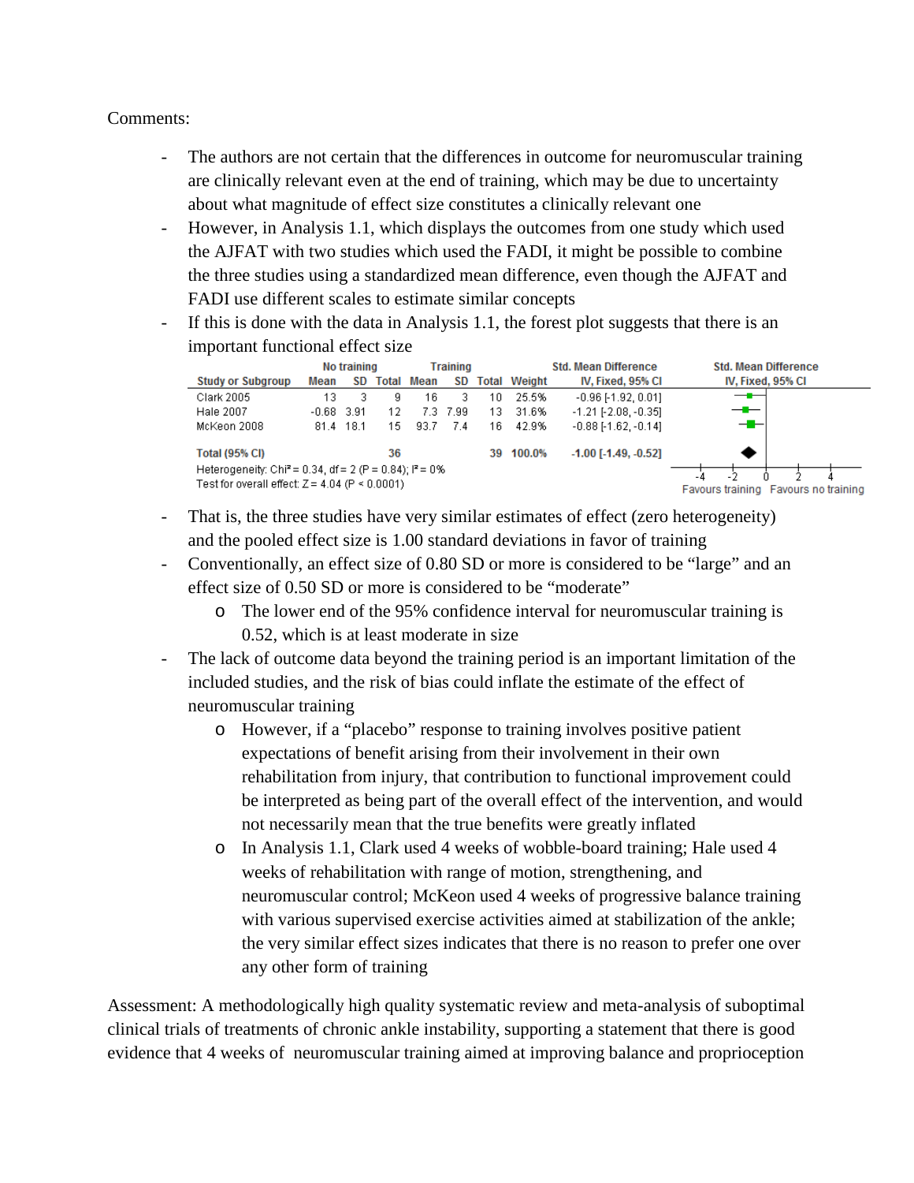Comments:

- The authors are not certain that the differences in outcome for neuromuscular training are clinically relevant even at the end of training, which may be due to uncertainty about what magnitude of effect size constitutes a clinically relevant one
- However, in Analysis 1.1, which displays the outcomes from one study which used the AJFAT with two studies which used the FADI, it might be possible to combine the three studies using a standardized mean difference, even though the AJFAT and FADI use different scales to estimate similar concepts
- If this is done with the data in Analysis 1.1, the forest plot suggests that there is an important functional effect size

| Study or Subgroup | No training | | | Training | | | Weight | Std. Mean Difference |
|---|---|---|---|---|---|---|---|---|
| | Mean | SD | Total | Mean | SD | Total | | IV, Fixed, 95% CI |
| Clark 2005 | 13 | 3 | 9 | 16 | 3 | 10 | 25.5% | -0.96 [-1.92, 0.01] |
| Hale 2007 | -0.68 | 3.91 | 12 | 7.3 | 7.99 | 13 | 31.6% | -1.21 [-2.08, -0.35] |
| McKeon 2008 | 81.4 | 18.1 | 15 | 93.7 | 7.4 | 16 | 42.9% | -0.88 [-1.62, -0.14] |
| **Total (95% CI)** | | | **36** | | | **39** | **100.0%** | **-1.00 [-1.49, -0.52]** |

Heterogeneity: $Chi^2 = 0.34$, $df = 2$ ($P = 0.84$); $I^2 = 0\%$
Test for overall effect: $Z = 4.04$ ($P < 0.0001$)

Std. Mean Difference, IV, Fixed, 95% CI: -4, -2, 0, 2, 4 — Favours training / Favours no training

- That is, the three studies have very similar estimates of effect (zero heterogeneity) and the pooled effect size is 1.00 standard deviations in favor of training
- Conventionally, an effect size of 0.80 SD or more is considered to be "large" and an effect size of 0.50 SD or more is considered to be "moderate"
  - The lower end of the 95% confidence interval for neuromuscular training is 0.52, which is at least moderate in size
- The lack of outcome data beyond the training period is an important limitation of the included studies, and the risk of bias could inflate the estimate of the effect of neuromuscular training
  - However, if a "placebo" response to training involves positive patient expectations of benefit arising from their involvement in their own rehabilitation from injury, that contribution to functional improvement could be interpreted as being part of the overall effect of the intervention, and would not necessarily mean that the true benefits were greatly inflated
  - In Analysis 1.1, Clark used 4 weeks of wobble-board training; Hale used 4 weeks of rehabilitation with range of motion, strengthening, and neuromuscular control; McKeon used 4 weeks of progressive balance training with various supervised exercise activities aimed at stabilization of the ankle; the very similar effect sizes indicates that there is no reason to prefer one over any other form of training

Assessment: A methodologically high quality systematic review and meta-analysis of suboptimal clinical trials of treatments of chronic ankle instability, supporting a statement that there is good evidence that 4 weeks of neuromuscular training aimed at improving balance and proprioception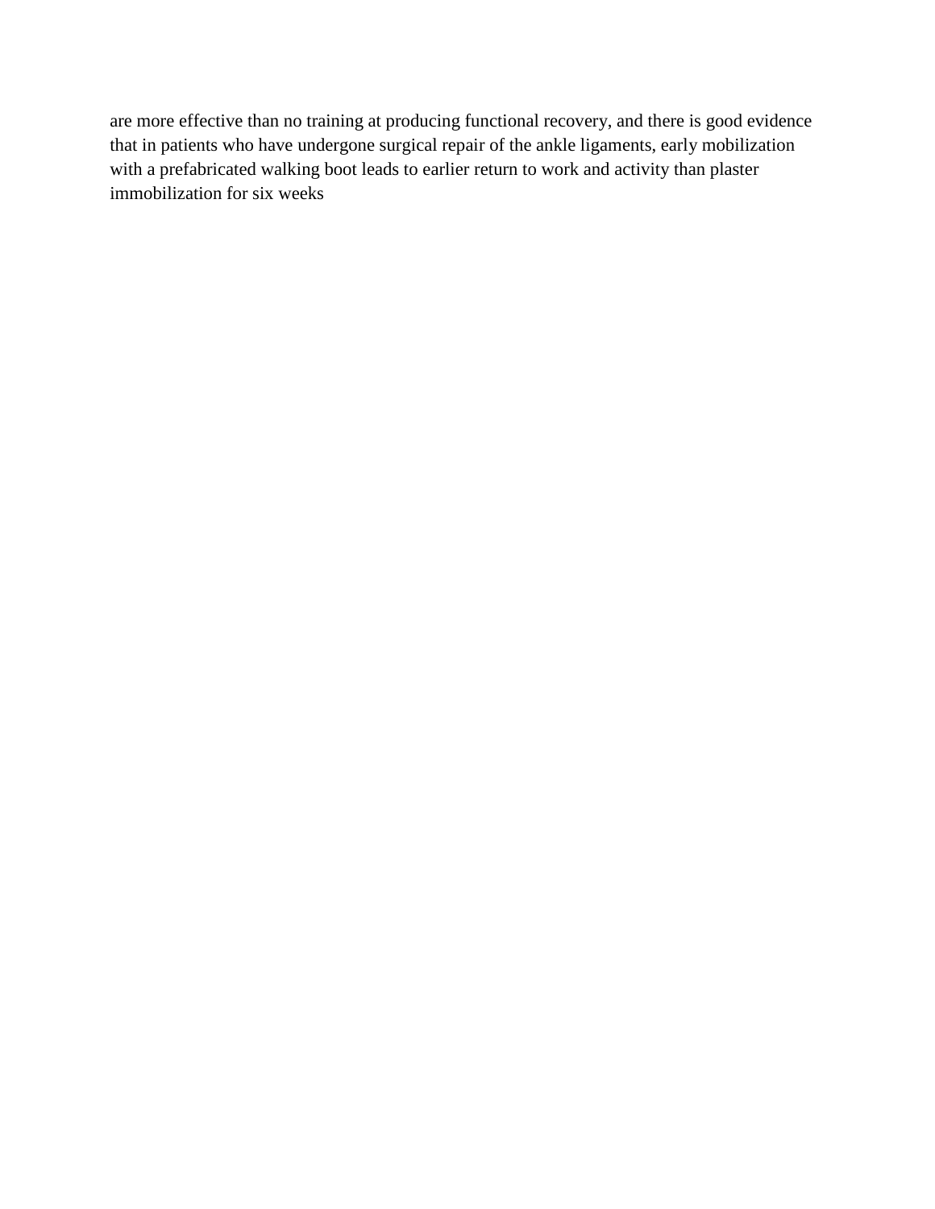are more effective than no training at producing functional recovery, and there is good evidence that in patients who have undergone surgical repair of the ankle ligaments, early mobilization with a prefabricated walking boot leads to earlier return to work and activity than plaster immobilization for six weeks